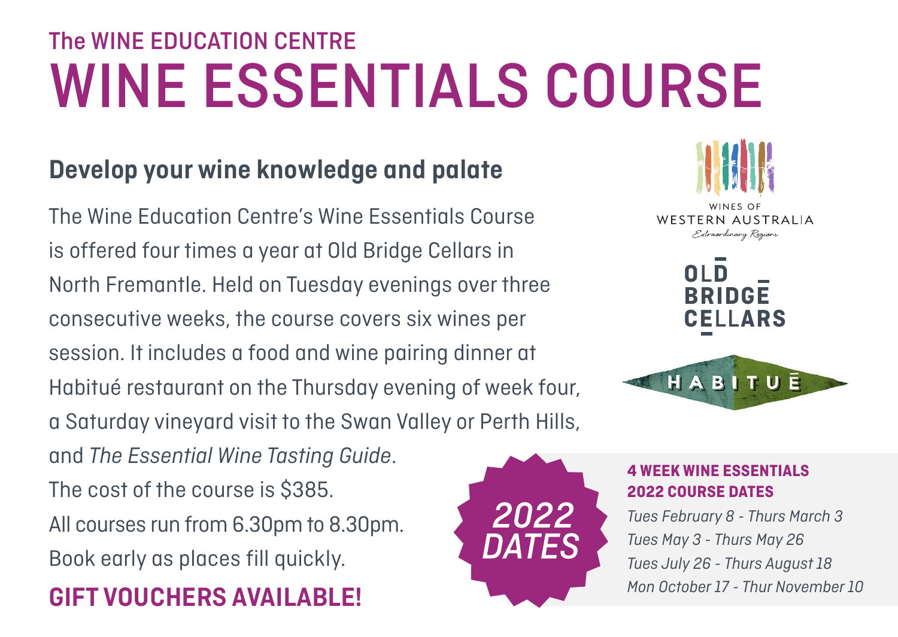The WINE EDUCATION CENTRE

# WINE ESSENTIALS COURSE

## Develop your wine knowledge and palate

The Wine Education Centre's Wine Essentials Course is offered four times a year at Old Bridge Cellars in North Fremantle. Held on Tuesday evenings over three consecutive weeks, the course covers six wines per session. It includes a food and wine pairing dinner at Habitué restaurant on the Thursday evening of week four, a Saturday vineyard visit to the Swan Valley or Perth Hills, and *The Essential Wine Tasting Guide*.

The cost of the course is $385.

All courses run from 6.30pm to 8.30pm.

Book early as places fill quickly.

**GIFT VOUCHERS AVAILABLE!**

WINES OF WESTERN AUSTRALIA

*Extraordinary Regions*

OLD BRIDGE CELLARS

HABITUĒ

*2022 DATES*

**4 WEEK WINE ESSENTIALS 2022 COURSE DATES**

*Tues February 8 - Thurs March 3*

*Tues May 3 - Thurs May 26*

*Tues July 26 - Thurs August 18*

*Mon October 17 - Thur November 10*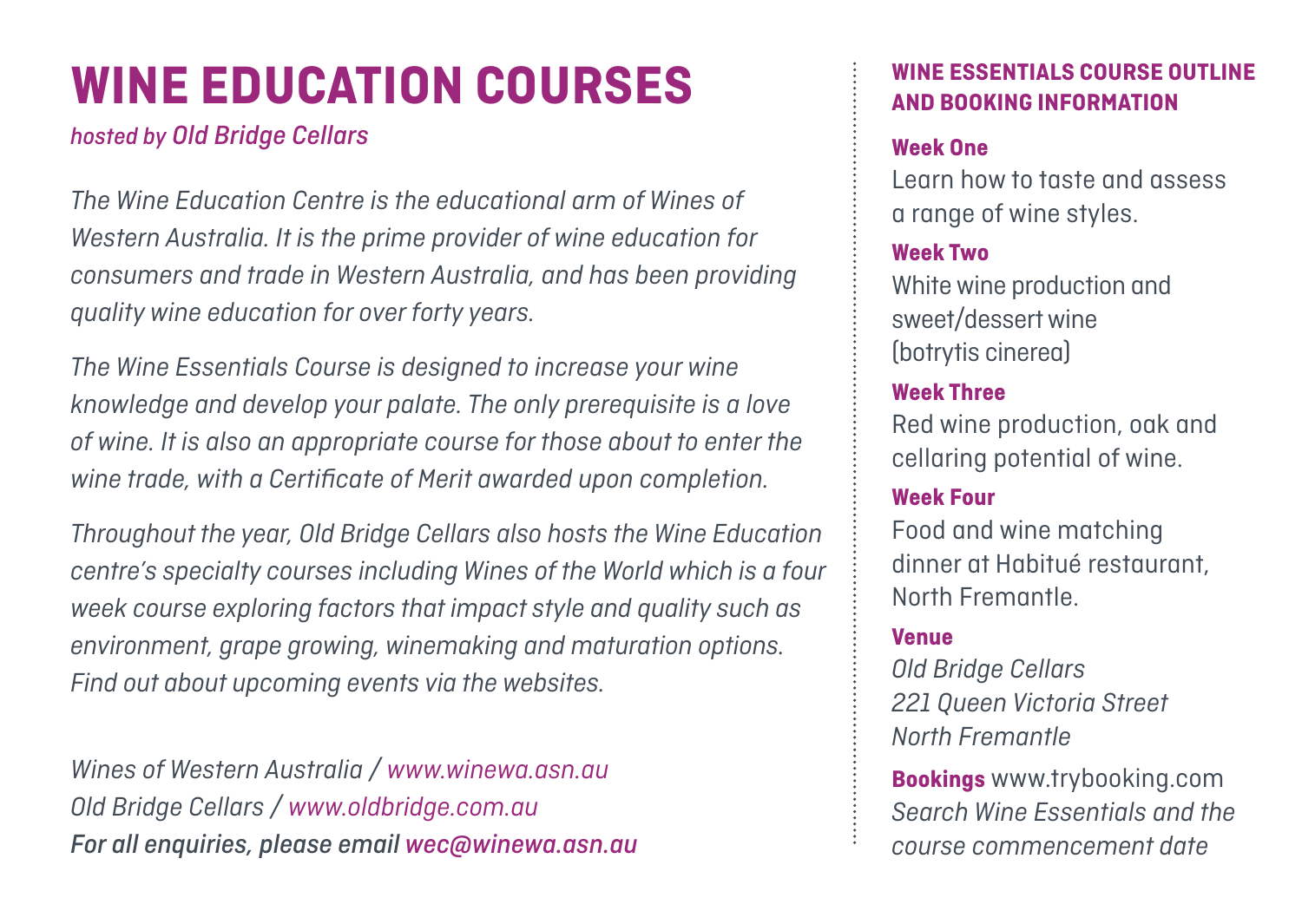# WINE EDUCATION COURSES

*hosted by Old Bridge Cellars*

*The Wine Education Centre is the educational arm of Wines of Western Australia. It is the prime provider of wine education for consumers and trade in Western Australia, and has been providing quality wine education for over forty years.*

*The Wine Essentials Course is designed to increase your wine knowledge and develop your palate. The only prerequisite is a love of wine. It is also an appropriate course for those about to enter the wine trade, with a Certificate of Merit awarded upon completion.*

*Throughout the year, Old Bridge Cellars also hosts the Wine Education centre's specialty courses including Wines of the World which is a four week course exploring factors that impact style and quality such as environment, grape growing, winemaking and maturation options. Find out about upcoming events via the websites.*

*Wines of Western Australia / www.winewa.asn.au*
*Old Bridge Cellars / www.oldbridge.com.au*
***For all enquiries, please email wec@winewa.asn.au***

## WINE ESSENTIALS COURSE OUTLINE AND BOOKING INFORMATION

**Week One**
Learn how to taste and assess a range of wine styles.

**Week Two**
White wine production and sweet/dessert wine (botrytis cinerea)

**Week Three**
Red wine production, oak and cellaring potential of wine.

**Week Four**
Food and wine matching dinner at Habitué restaurant, North Fremantle.

**Venue**
*Old Bridge Cellars*
*221 Queen Victoria Street*
*North Fremantle*

**Bookings** www.trybooking.com
*Search Wine Essentials and the course commencement date*